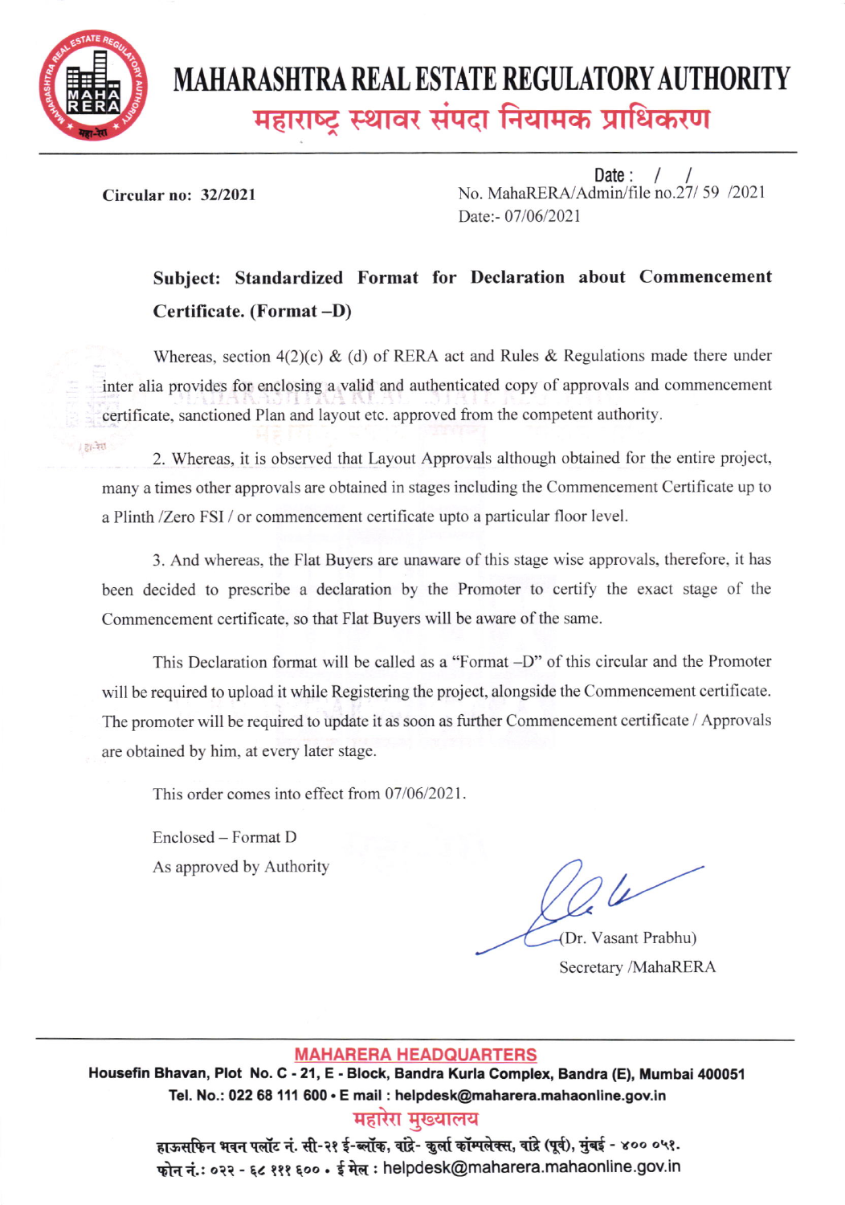# MAHARASHTRA REAL ESTATE REGULATORY AUTHORITY

## महाराष्ट्र स्थावर संपदा नियामक प्राधिकरण

**Circular no: 32/2021**

Date : / /
No. MahaRERA/Admin/file no.27/ 59 /2021
Date:- 07/06/2021

**Subject: Standardized Format for Declaration about Commencement Certificate. (Format –D)**

Whereas, section 4(2)(c) & (d) of RERA act and Rules & Regulations made there under inter alia provides for enclosing a valid and authenticated copy of approvals and commencement certificate, sanctioned Plan and layout etc. approved from the competent authority.

2. Whereas, it is observed that Layout Approvals although obtained for the entire project, many a times other approvals are obtained in stages including the Commencement Certificate up to a Plinth /Zero FSI / or commencement certificate upto a particular floor level.

3. And whereas, the Flat Buyers are unaware of this stage wise approvals, therefore, it has been decided to prescribe a declaration by the Promoter to certify the exact stage of the Commencement certificate, so that Flat Buyers will be aware of the same.

This Declaration format will be called as a "Format –D" of this circular and the Promoter will be required to upload it while Registering the project, alongside the Commencement certificate. The promoter will be required to update it as soon as further Commencement certificate / Approvals are obtained by him, at every later stage.

This order comes into effect from 07/06/2021.

Enclosed – Format D

As approved by Authority

(Dr. Vasant Prabhu)
Secretary /MahaRERA

**MAHARERA HEADQUARTERS**
**Housefin Bhavan, Plot No. C - 21, E - Block, Bandra Kurla Complex, Bandra (E), Mumbai 400051**
**Tel. No.: 022 68 111 600 • E mail : helpdesk@maharera.mahaonline.gov.in**

**महारेरा मुख्यालय**
**हाऊसफिन भवन प्लॉट नं. सी-२१ ई-ब्लॉक, वांद्रे- कुर्ला कॉम्पलेक्स, वांद्रे (पूर्व), मुंबई - ४०० ०५१.**
**फोन नं.: ०२२ - ६८ १११ ६०० • ई मेल : helpdesk@maharera.mahaonline.gov.in**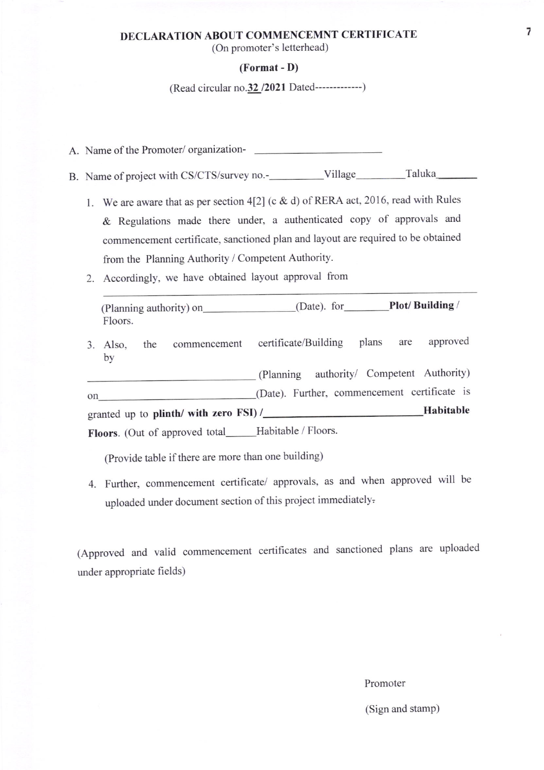# DECLARATION ABOUT COMMENCEMNT CERTIFICATE

(On promoter's letterhead)

**(Format - D)**

(Read circular no.**32 /2021** Dated-------------)

A. Name of the Promoter/ organization- ______________________

B. Name of project with CS/CTS/survey no.-__________Village_________Taluka_______

1. We are aware that as per section 4[2] (c & d) of RERA act, 2016, read with Rules & Regulations made there under, a authenticated copy of approvals and commencement certificate, sanctioned plan and layout are required to be obtained from the Planning Authority / Competent Authority.

2. Accordingly, we have obtained layout approval from ______________________________ (Planning authority) on________________(Date). for________**Plot/ Building** / Floors.

3. Also, the commencement certificate/Building plans are approved by ____________________________ (Planning authority/ Competent Authority) on____________________________(Date). Further, commencement certificate is granted up to **plinth/ with zero FSI) /**_____________________________**Habitable Floors**. (Out of approved total_____Habitable / Floors.

   (Provide table if there are more than one building)

4. Further, commencement certificate/ approvals, as and when approved will be uploaded under document section of this project immediately.

(Approved and valid commencement certificates and sanctioned plans are uploaded under appropriate fields)

Promoter

(Sign and stamp)